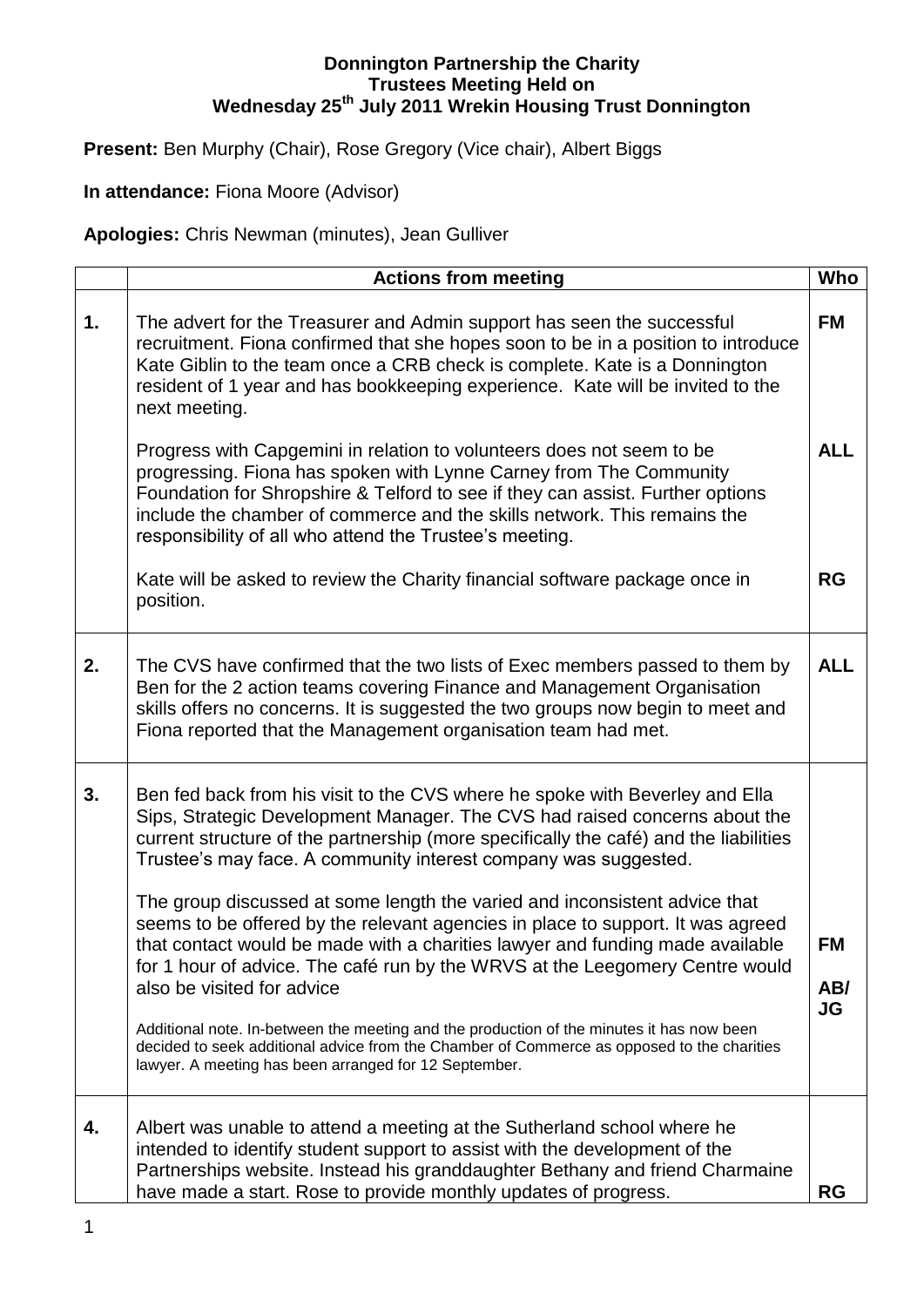**Donnington Partnership the Charity**
**Trustees Meeting Held on**
**Wednesday 25th July 2011 Wrekin Housing Trust Donnington**

**Present:** Ben Murphy (Chair), Rose Gregory (Vice chair), Albert Biggs

**In attendance:** Fiona Moore (Advisor)

**Apologies:** Chris Newman (minutes), Jean Gulliver

| | **Actions from meeting** | **Who** |
|---|---|---|
| **1.** | The advert for the Treasurer and Admin support has seen the successful recruitment. Fiona confirmed that she hopes soon to be in a position to introduce Kate Giblin to the team once a CRB check is complete. Kate is a Donnington resident of 1 year and has bookkeeping experience. Kate will be invited to the next meeting. | **FM** |
| | Progress with Capgemini in relation to volunteers does not seem to be progressing. Fiona has spoken with Lynne Carney from The Community Foundation for Shropshire & Telford to see if they can assist. Further options include the chamber of commerce and the skills network. This remains the responsibility of all who attend the Trustee's meeting. | **ALL** |
| | Kate will be asked to review the Charity financial software package once in position. | **RG** |
| **2.** | The CVS have confirmed that the two lists of Exec members passed to them by Ben for the 2 action teams covering Finance and Management Organisation skills offers no concerns. It is suggested the two groups now begin to meet and Fiona reported that the Management organisation team had met. | **ALL** |
| **3.** | Ben fed back from his visit to the CVS where he spoke with Beverley and Ella Sips, Strategic Development Manager. The CVS had raised concerns about the current structure of the partnership (more specifically the café) and the liabilities Trustee's may face. A community interest company was suggested. | |
| | The group discussed at some length the varied and inconsistent advice that seems to be offered by the relevant agencies in place to support. It was agreed that contact would be made with a charities lawyer and funding made available for 1 hour of advice. The café run by the WRVS at the Leegomery Centre would also be visited for advice | **FM**<br>**AB/ JG** |
| | Additional note. In-between the meeting and the production of the minutes it has now been decided to seek additional advice from the Chamber of Commerce as opposed to the charities lawyer. A meeting has been arranged for 12 September. | |
| **4.** | Albert was unable to attend a meeting at the Sutherland school where he intended to identify student support to assist with the development of the Partnerships website. Instead his granddaughter Bethany and friend Charmaine have made a start. Rose to provide monthly updates of progress. | **RG** |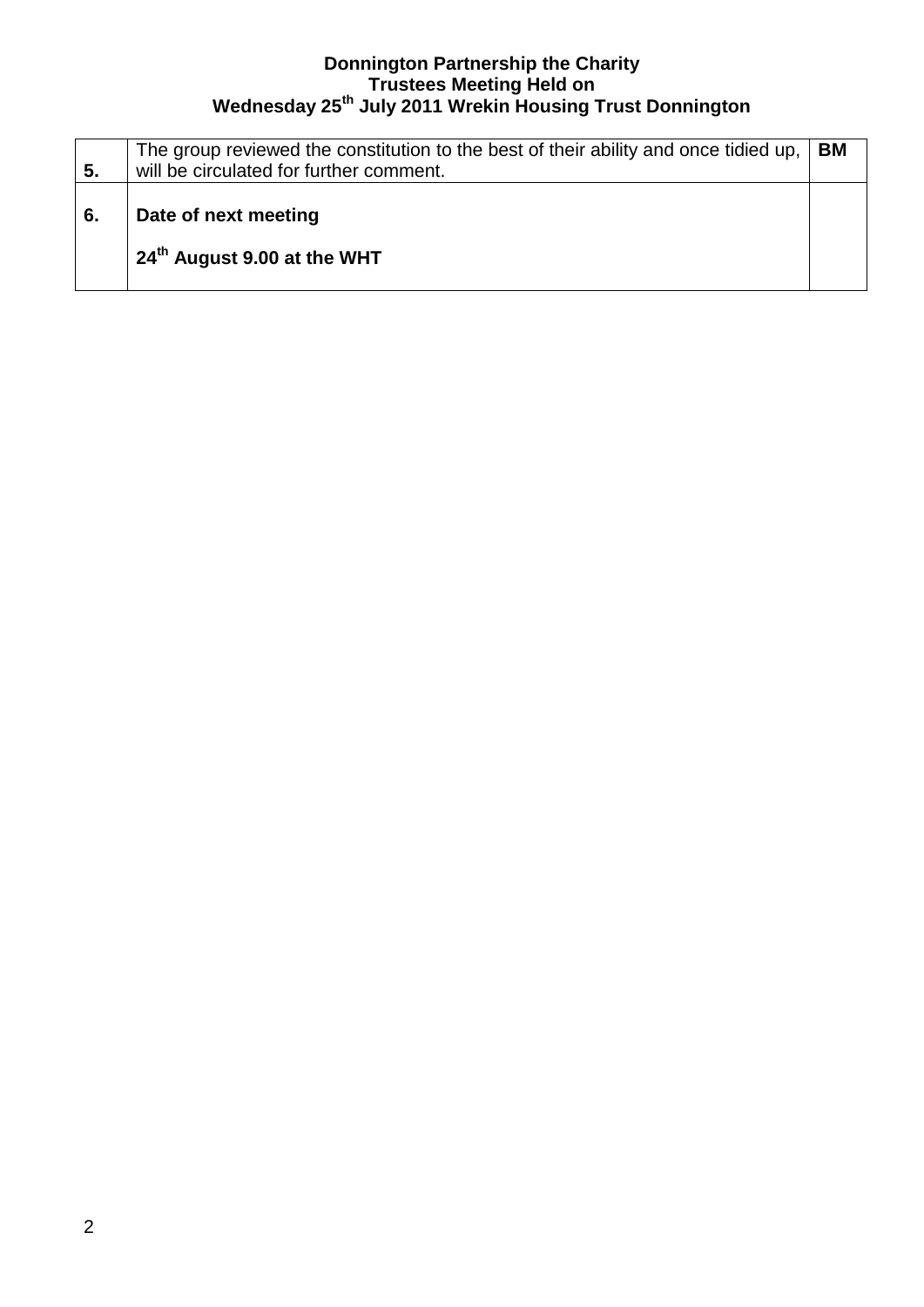**Donnington Partnership the Charity**
**Trustees Meeting Held on**
**Wednesday 25th July 2011 Wrekin Housing Trust Donnington**

| | | |
|---|---|---|
| **5.** | The group reviewed the constitution to the best of their ability and once tidied up, will be circulated for further comment. | **BM** |
| **6.** | **Date of next meeting**<br><br>**24th August 9.00 at the WHT** | |